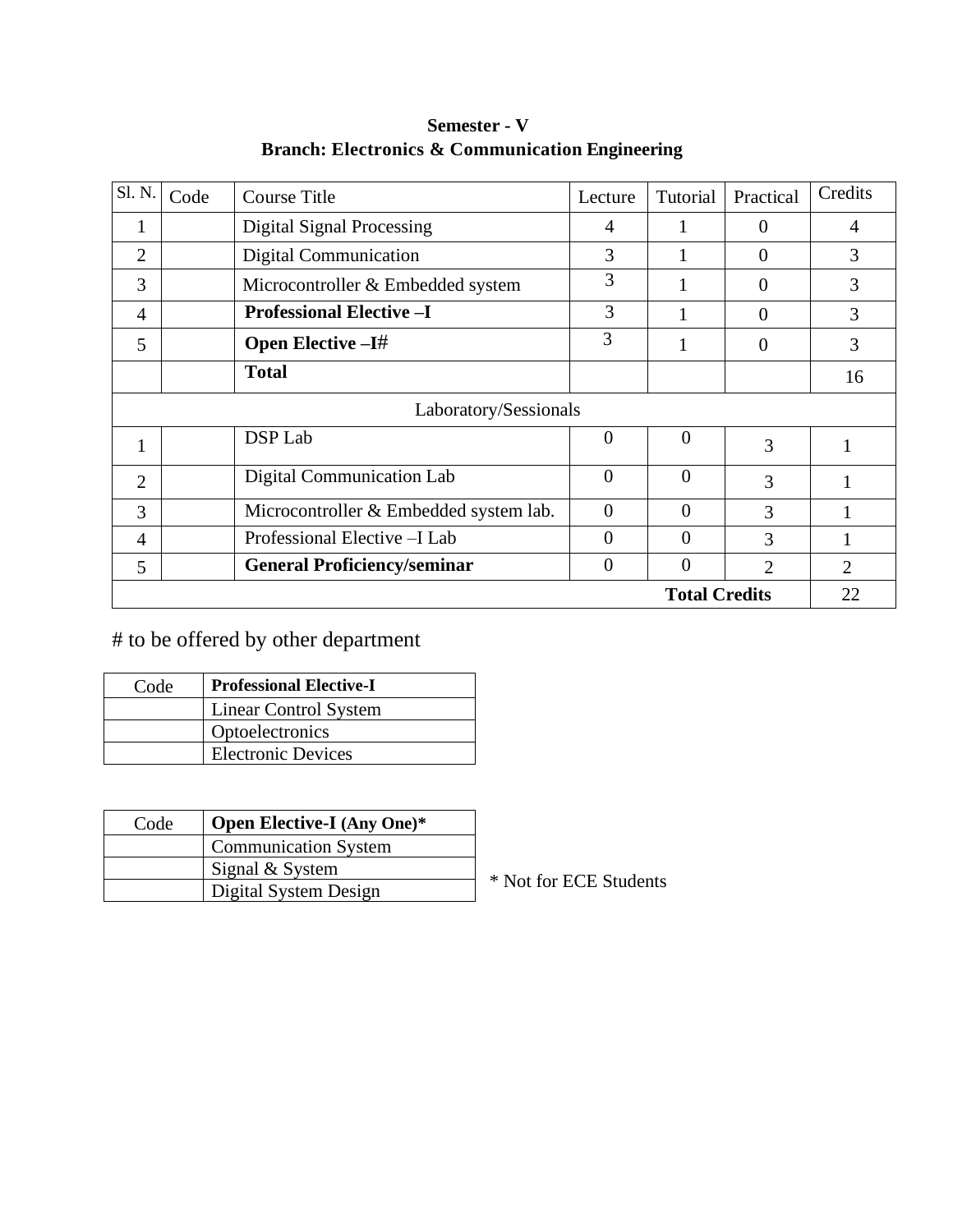**Semester - V**
**Branch: Electronics & Communication Engineering**

| Sl. N. | Code | Course Title | Lecture | Tutorial | Practical | Credits |
|---|---|---|---|---|---|---|
| 1 | | Digital Signal Processing | 4 | 1 | 0 | 4 |
| 2 | | Digital Communication | 3 | 1 | 0 | 3 |
| 3 | | Microcontroller & Embedded system | 3 | 1 | 0 | 3 |
| 4 | | **Professional Elective –I** | 3 | 1 | 0 | 3 |
| 5 | | **Open Elective –I#** | 3 | 1 | 0 | 3 |
| | | **Total** | | | | 16 |
| Laboratory/Sessionals | | | | | | |
| 1 | | DSP Lab | 0 | 0 | 3 | 1 |
| 2 | | Digital Communication Lab | 0 | 0 | 3 | 1 |
| 3 | | Microcontroller & Embedded system lab. | 0 | 0 | 3 | 1 |
| 4 | | Professional Elective –I Lab | 0 | 0 | 3 | 1 |
| 5 | | **General Proficiency/seminar** | 0 | 0 | 2 | 2 |
| | | | | | **Total Credits** | 22 |

# to be offered by other department

| Code | **Professional Elective-I** |
|---|---|
| | Linear Control System |
| | Optoelectronics |
| | Electronic Devices |

| Code | **Open Elective-I (Any One)*** |
|---|---|
| | Communication System |
| | Signal & System |
| | Digital System Design |

* Not for ECE Students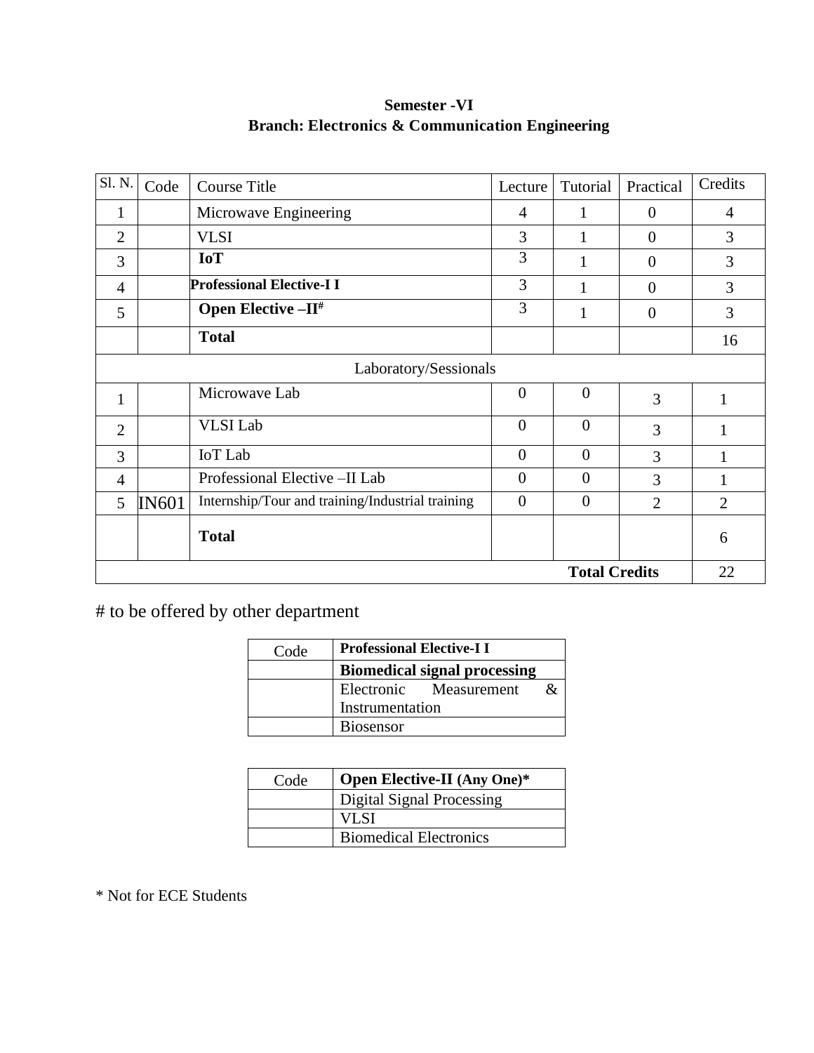**Semester -VI**
**Branch: Electronics & Communication Engineering**

| Sl. N. | Code | Course Title | Lecture | Tutorial | Practical | Credits |
|---|---|---|---|---|---|---|
| 1 | | Microwave Engineering | 4 | 1 | 0 | 4 |
| 2 | | VLSI | 3 | 1 | 0 | 3 |
| 3 | | **IoT** | 3 | 1 | 0 | 3 |
| 4 | | **Professional Elective-I I** | 3 | 1 | 0 | 3 |
| 5 | | **Open Elective –II#** | 3 | 1 | 0 | 3 |
| | | **Total** | | | | 16 |
| Laboratory/Sessionals | | | | | | |
| 1 | | Microwave Lab | 0 | 0 | 3 | 1 |
| 2 | | VLSI Lab | 0 | 0 | 3 | 1 |
| 3 | | IoT Lab | 0 | 0 | 3 | 1 |
| 4 | | Professional Elective –II Lab | 0 | 0 | 3 | 1 |
| 5 | IN601 | Internship/Tour and training/Industrial training | 0 | 0 | 2 | 2 |
| | | **Total** | | | | 6 |
| | | | | **Total Credits** | | 22 |

# to be offered by other department

| Code | Professional Elective-I I |
|---|---|
| | **Biomedical signal processing** |
| | Electronic Measurement & Instrumentation |
| | Biosensor |

| Code | Open Elective-II (Any One)* |
|---|---|
| | Digital Signal Processing |
| | VLSI |
| | Biomedical Electronics |

* Not for ECE Students